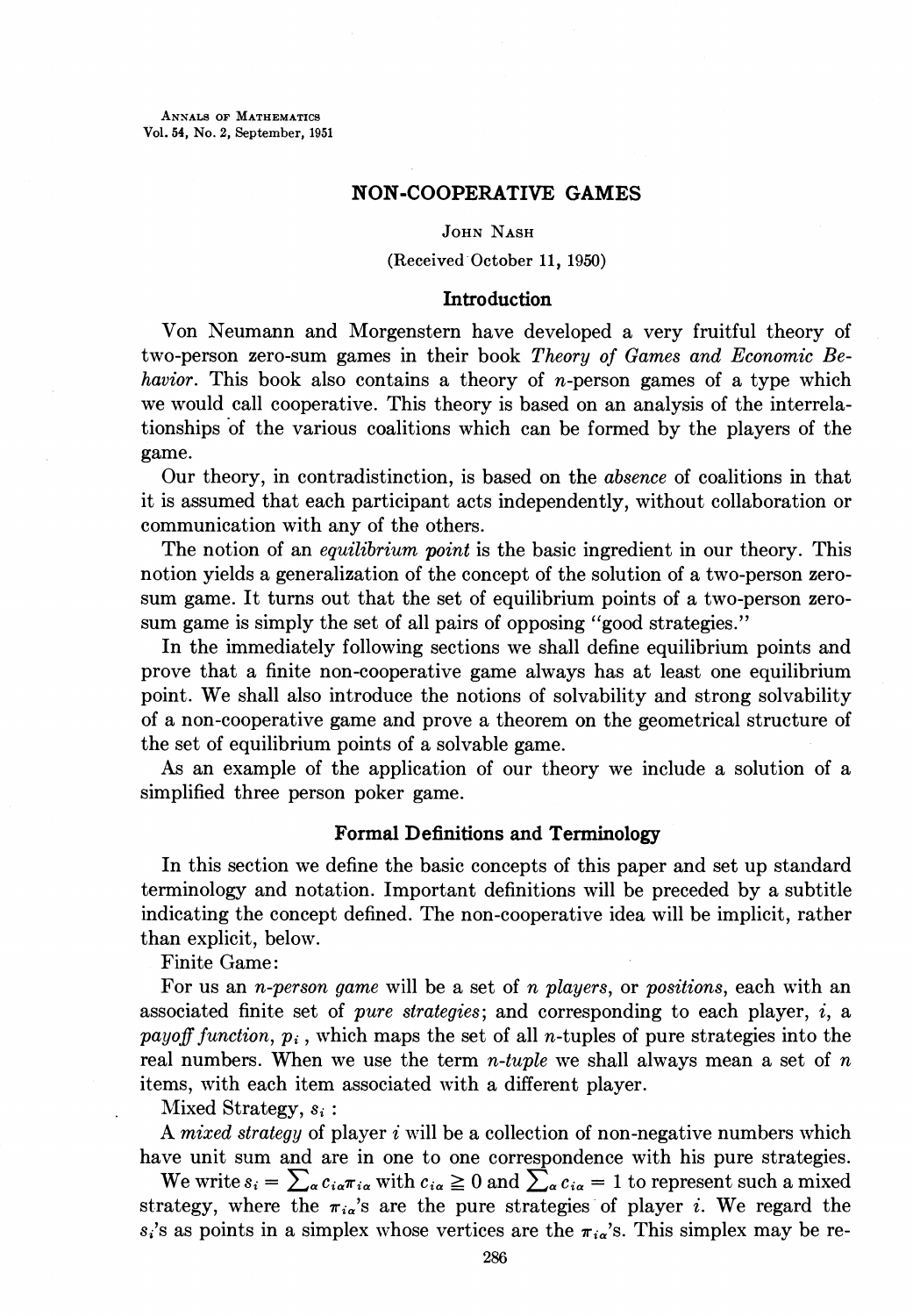# NON-COOPERATIVE GAMES

JOHN NASH

(Received October 11, 1950)

## Introduction

Von Neumann and Morgenstern have developed a very fruitful theory of two-person zero-sum games in their book *Theory of Games and Economic Behavior*. This book also contains a theory of $n$-person games of a type which we would call cooperative. This theory is based on an analysis of the interrelationships of the various coalitions which can be formed by the players of the game.

Our theory, in contradistinction, is based on the *absence* of coalitions in that it is assumed that each participant acts independently, without collaboration or communication with any of the others.

The notion of an *equilibrium point* is the basic ingredient in our theory. This notion yields a generalization of the concept of the solution of a two-person zero-sum game. It turns out that the set of equilibrium points of a two-person zero-sum game is simply the set of all pairs of opposing "good strategies."

In the immediately following sections we shall define equilibrium points and prove that a finite non-cooperative game always has at least one equilibrium point. We shall also introduce the notions of solvability and strong solvability of a non-cooperative game and prove a theorem on the geometrical structure of the set of equilibrium points of a solvable game.

As an example of the application of our theory we include a solution of a simplified three person poker game.

## Formal Definitions and Terminology

In this section we define the basic concepts of this paper and set up standard terminology and notation. Important definitions will be preceded by a subtitle indicating the concept defined. The non-cooperative idea will be implicit, rather than explicit, below.

Finite Game:

For us an *$n$-person game* will be a set of $n$ *players*, or *positions*, each with an associated finite set of *pure strategies*; and corresponding to each player, $i$, a *payoff function*, $p_i$, which maps the set of all $n$-tuples of pure strategies into the real numbers. When we use the term *$n$-tuple* we shall always mean a set of $n$ items, with each item associated with a different player.

Mixed Strategy, $s_i$:

A *mixed strategy* of player $i$ will be a collection of non-negative numbers which have unit sum and are in one to one correspondence with his pure strategies.

We write $s_i = \sum_\alpha c_{i\alpha}\pi_{i\alpha}$ with $c_{i\alpha} \geqq 0$ and $\sum_\alpha c_{i\alpha} = 1$ to represent such a mixed strategy, where the $\pi_{i\alpha}$'s are the pure strategies of player $i$. We regard the $s_i$'s as points in a simplex whose vertices are the $\pi_{i\alpha}$'s. This simplex may be re-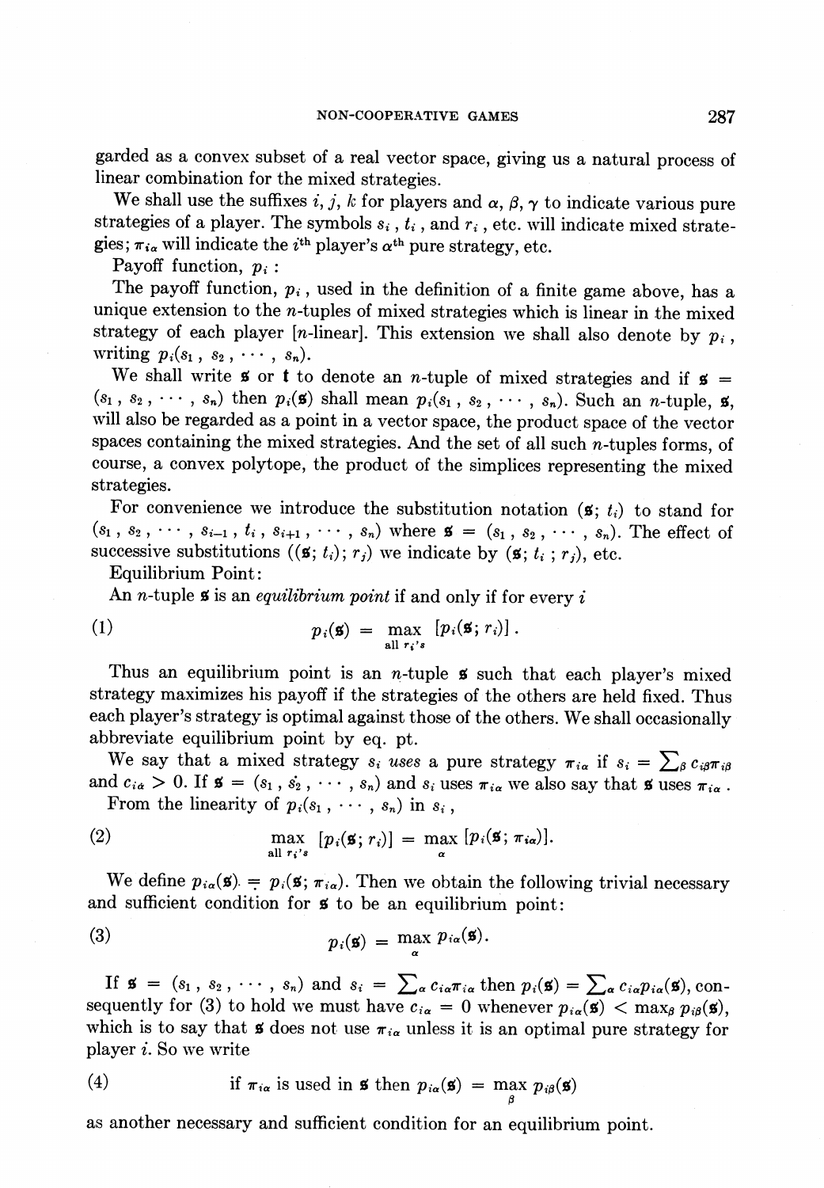garded as a convex subset of a real vector space, giving us a natural process of linear combination for the mixed strategies.

We shall use the suffixes $i, j, k$ for players and $\alpha, \beta, \gamma$ to indicate various pure strategies of a player. The symbols $s_i$, $t_i$, and $r_i$, etc. will indicate mixed strategies; $\pi_{i\alpha}$ will indicate the $i^{\text{th}}$ player's $\alpha^{\text{th}}$ pure strategy, etc.

Payoff function, $p_i$:

The payoff function, $p_i$, used in the definition of a finite game above, has a unique extension to the $n$-tuples of mixed strategies which is linear in the mixed strategy of each player [$n$-linear]. This extension we shall also denote by $p_i$, writing $p_i(s_1, s_2, \cdots, s_n)$.

We shall write $\mathfrak{s}$ or $\mathfrak{t}$ to denote an $n$-tuple of mixed strategies and if $\mathfrak{s} = (s_1, s_2, \cdots, s_n)$ then $p_i(\mathfrak{s})$ shall mean $p_i(s_1, s_2, \cdots, s_n)$. Such an $n$-tuple, $\mathfrak{s}$, will also be regarded as a point in a vector space, the product space of the vector spaces containing the mixed strategies. And the set of all such $n$-tuples forms, of course, a convex polytope, the product of the simplices representing the mixed strategies.

For convenience we introduce the substitution notation $(\mathfrak{s}; t_i)$ to stand for $(s_1, s_2, \cdots, s_{i-1}, t_i, s_{i+1}, \cdots, s_n)$ where $\mathfrak{s} = (s_1, s_2, \cdots, s_n)$. The effect of successive substitutions $((\mathfrak{s}; t_i); r_j)$ we indicate by $(\mathfrak{s}; t_i; r_j)$, etc.

Equilibrium Point:

An $n$-tuple $\mathfrak{s}$ is an *equilibrium point* if and only if for every $i$

$$(1) \qquad p_i(\mathfrak{s}) = \max_{\text{all } r_i\text{'s}} [p_i(\mathfrak{s}; r_i)].$$

Thus an equilibrium point is an $n$-tuple $\mathfrak{s}$ such that each player's mixed strategy maximizes his payoff if the strategies of the others are held fixed. Thus each player's strategy is optimal against those of the others. We shall occasionally abbreviate equilibrium point by eq. pt.

We say that a mixed strategy $s_i$ *uses* a pure strategy $\pi_{i\alpha}$ if $s_i = \sum_\beta c_{i\beta}\pi_{i\beta}$ and $c_{i\alpha} > 0$. If $\mathfrak{s} = (s_1, s_2, \cdots, s_n)$ and $s_i$ uses $\pi_{i\alpha}$ we also say that $\mathfrak{s}$ uses $\pi_{i\alpha}$.

From the linearity of $p_i(s_1, \cdots, s_n)$ in $s_i$,

$$(2) \qquad \max_{\text{all } r_i\text{'s}} [p_i(\mathfrak{s}; r_i)] = \max_\alpha [p_i(\mathfrak{s}; \pi_{i\alpha})].$$

We define $p_{i\alpha}(\mathfrak{s}) = p_i(\mathfrak{s}; \pi_{i\alpha})$. Then we obtain the following trivial necessary and sufficient condition for $\mathfrak{s}$ to be an equilibrium point:

$$(3) \qquad p_i(\mathfrak{s}) = \max_\alpha p_{i\alpha}(\mathfrak{s}).$$

If $\mathfrak{s} = (s_1, s_2, \cdots, s_n)$ and $s_i = \sum_\alpha c_{i\alpha}\pi_{i\alpha}$ then $p_i(\mathfrak{s}) = \sum_\alpha c_{i\alpha}p_{i\alpha}(\mathfrak{s})$, consequently for (3) to hold we must have $c_{i\alpha} = 0$ whenever $p_{i\alpha}(\mathfrak{s}) < \max_\beta p_{i\beta}(\mathfrak{s})$, which is to say that $\mathfrak{s}$ does not use $\pi_{i\alpha}$ unless it is an optimal pure strategy for player $i$. So we write

$$(4) \qquad \text{if } \pi_{i\alpha} \text{ is used in } \mathfrak{s} \text{ then } p_{i\alpha}(\mathfrak{s}) = \max_\beta p_{i\beta}(\mathfrak{s})$$

as another necessary and sufficient condition for an equilibrium point.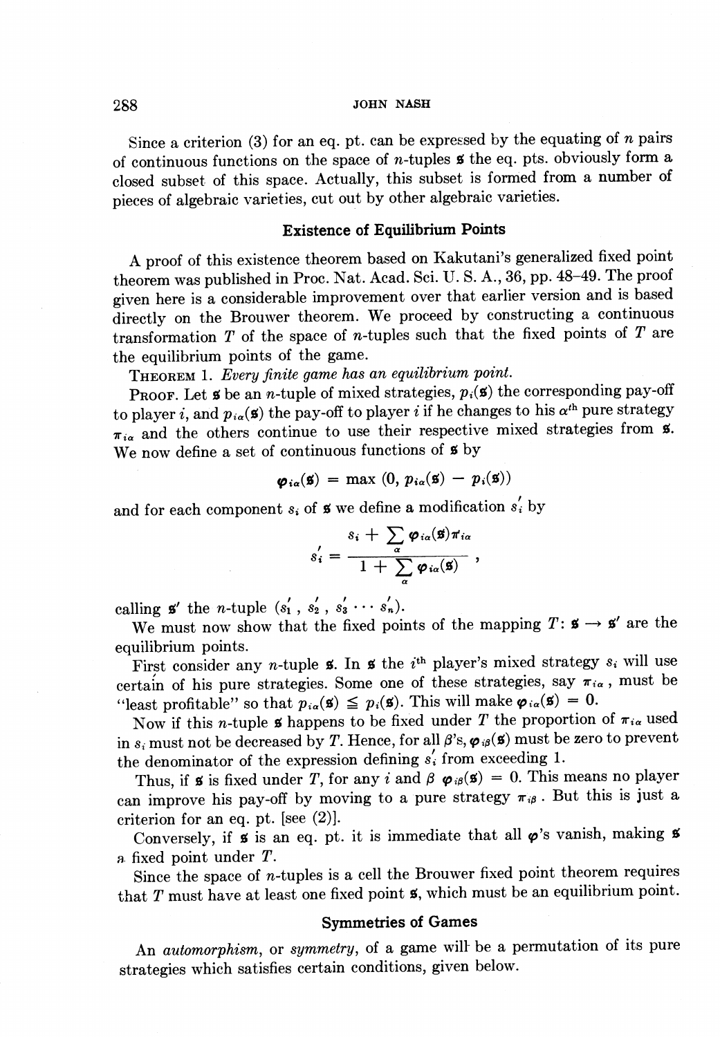Since a criterion (3) for an eq. pt. can be expressed by the equating of $n$ pairs of continuous functions on the space of $n$-tuples $\mathfrak{s}$ the eq. pts. obviously form a closed subset of this space. Actually, this subset is formed from a number of pieces of algebraic varieties, cut out by other algebraic varieties.

## Existence of Equilibrium Points

A proof of this existence theorem based on Kakutani's generalized fixed point theorem was published in Proc. Nat. Acad. Sci. U. S. A., 36, pp. 48–49. The proof given here is a considerable improvement over that earlier version and is based directly on the Brouwer theorem. We proceed by constructing a continuous transformation $T$ of the space of $n$-tuples such that the fixed points of $T$ are the equilibrium points of the game.

THEOREM 1. *Every finite game has an equilibrium point.*

PROOF. Let $\mathfrak{s}$ be an $n$-tuple of mixed strategies, $p_i(\mathfrak{s})$ the corresponding pay-off to player $i$, and $p_{i\alpha}(\mathfrak{s})$ the pay-off to player $i$ if he changes to his $\alpha^{th}$ pure strategy $\pi_{i\alpha}$ and the others continue to use their respective mixed strategies from $\mathfrak{s}$. We now define a set of continuous functions of $\mathfrak{s}$ by

$$\varphi_{i\alpha}(\mathfrak{s}) = \max(0, p_{i\alpha}(\mathfrak{s}) - p_i(\mathfrak{s}))$$

and for each component $s_i$ of $\mathfrak{s}$ we define a modification $s_i'$ by

$$s_i' = \frac{s_i + \sum_\alpha \varphi_{i\alpha}(\mathfrak{s})\pi_{i\alpha}}{1 + \sum_\alpha \varphi_{i\alpha}(\mathfrak{s})},$$

calling $\mathfrak{s}'$ the $n$-tuple $(s_1', s_2', s_3' \cdots s_n')$.

We must now show that the fixed points of the mapping $T: \mathfrak{s} \to \mathfrak{s}'$ are the equilibrium points.

First consider any $n$-tuple $\mathfrak{s}$. In $\mathfrak{s}$ the $i^{th}$ player's mixed strategy $s_i$ will use certain of his pure strategies. Some one of these strategies, say $\pi_{i\alpha}$, must be "least profitable" so that $p_{i\alpha}(\mathfrak{s}) \leqq p_i(\mathfrak{s})$. This will make $\varphi_{i\alpha}(\mathfrak{s}) = 0$.

Now if this $n$-tuple $\mathfrak{s}$ happens to be fixed under $T$ the proportion of $\pi_{i\alpha}$ used in $s_i$ must not be decreased by $T$. Hence, for all $\beta$'s, $\varphi_{i\beta}(\mathfrak{s})$ must be zero to prevent the denominator of the expression defining $s_i'$ from exceeding 1.

Thus, if $\mathfrak{s}$ is fixed under $T$, for any $i$ and $\beta$ $\varphi_{i\beta}(\mathfrak{s}) = 0$. This means no player can improve his pay-off by moving to a pure strategy $\pi_{i\beta}$. But this is just a criterion for an eq. pt. [see (2)].

Conversely, if $\mathfrak{s}$ is an eq. pt. it is immediate that all $\varphi$'s vanish, making $\mathfrak{s}$ a fixed point under $T$.

Since the space of $n$-tuples is a cell the Brouwer fixed point theorem requires that $T$ must have at least one fixed point $\mathfrak{s}$, which must be an equilibrium point.

## Symmetries of Games

An *automorphism*, or *symmetry*, of a game will be a permutation of its pure strategies which satisfies certain conditions, given below.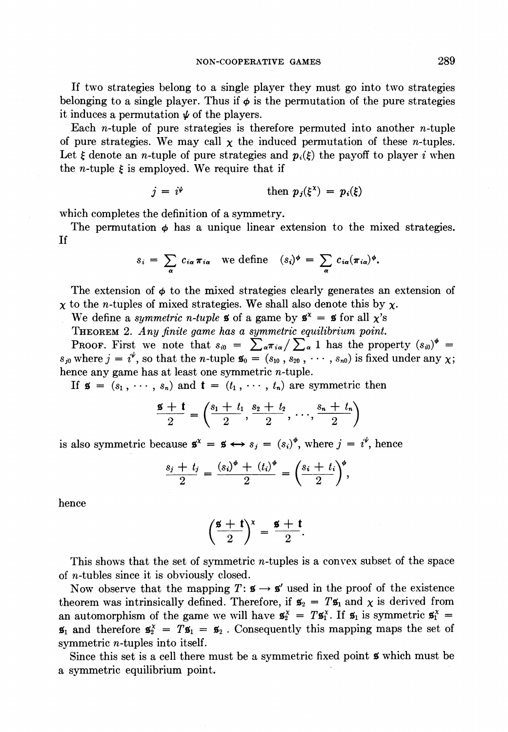If two strategies belong to a single player they must go into two strategies belonging to a single player. Thus if $\phi$ is the permutation of the pure strategies it induces a permutation $\psi$ of the players.

Each $n$-tuple of pure strategies is therefore permuted into another $n$-tuple of pure strategies. We may call $\chi$ the induced permutation of these $n$-tuples. Let $\xi$ denote an $n$-tuple of pure strategies and $p_i(\xi)$ the payoff to player $i$ when the $n$-tuple $\xi$ is employed. We require that if

$$j = i^\psi \qquad\qquad \text{then } p_j(\xi^\chi) = p_i(\xi)$$

which completes the definition of a symmetry.

The permutation $\phi$ has a unique linear extension to the mixed strategies. If

$$s_i = \sum_\alpha c_{i\alpha}\pi_{i\alpha} \quad \text{we define} \quad (s_i)^\phi = \sum_\alpha c_{i\alpha}(\pi_{i\alpha})^\phi.$$

The extension of $\phi$ to the mixed strategies clearly generates an extension of $\chi$ to the $n$-tuples of mixed strategies. We shall also denote this by $\chi$.

We define a *symmetric n-tuple* $\mathfrak{s}$ of a game by $\mathfrak{s}^\chi = \mathfrak{s}$ for all $\chi$'s

THEOREM 2. *Any finite game has a symmetric equilibrium point.*

PROOF. First we note that $s_{i0} = \sum_\alpha \pi_{i\alpha} / \sum_\alpha 1$ has the property $(s_{i0})^\phi = s_{j0}$ where $j = i^\psi$, so that the $n$-tuple $\mathfrak{s}_0 = (s_{10}, s_{20}, \cdots, s_{n0})$ is fixed under any $\chi$; hence any game has at least one symmetric $n$-tuple.

If $\mathfrak{s} = (s_1, \cdots, s_n)$ and $\mathfrak{t} = (t_1, \cdots, t_n)$ are symmetric then

$$\frac{\mathfrak{s} + \mathfrak{t}}{2} = \left(\frac{s_1 + t_1}{2}, \frac{s_2 + t_2}{2}, \cdots, \frac{s_n + t_n}{2}\right)$$

is also symmetric because $\mathfrak{s}^\chi = \mathfrak{s} \leftrightarrow s_j = (s_i)^\phi$, where $j = i^\psi$, hence

$$\frac{s_j + t_j}{2} = \frac{(s_i)^\phi + (t_i)^\phi}{2} = \left(\frac{s_i + t_i}{2}\right)^\phi,$$

hence

$$\left(\frac{\mathfrak{s} + \mathfrak{t}}{2}\right)^\chi = \frac{\mathfrak{s} + \mathfrak{t}}{2}.$$

This shows that the set of symmetric $n$-tuples is a convex subset of the space of $n$-tubles since it is obviously closed.

Now observe that the mapping $T: \mathfrak{s} \to \mathfrak{s}'$ used in the proof of the existence theorem was intrinsically defined. Therefore, if $\mathfrak{s}_2 = T\mathfrak{s}_1$ and $\chi$ is derived from an automorphism of the game we will have $\mathfrak{s}_2^\chi = T\mathfrak{s}_1^\chi$. If $\mathfrak{s}_1$ is symmetric $\mathfrak{s}_1^\chi = \mathfrak{s}_1$ and therefore $\mathfrak{s}_2^\chi = T\mathfrak{s}_1 = \mathfrak{s}_2$. Consequently this mapping maps the set of symmetric $n$-tuples into itself.

Since this set is a cell there must be a symmetric fixed point $\mathfrak{s}$ which must be a symmetric equilibrium point.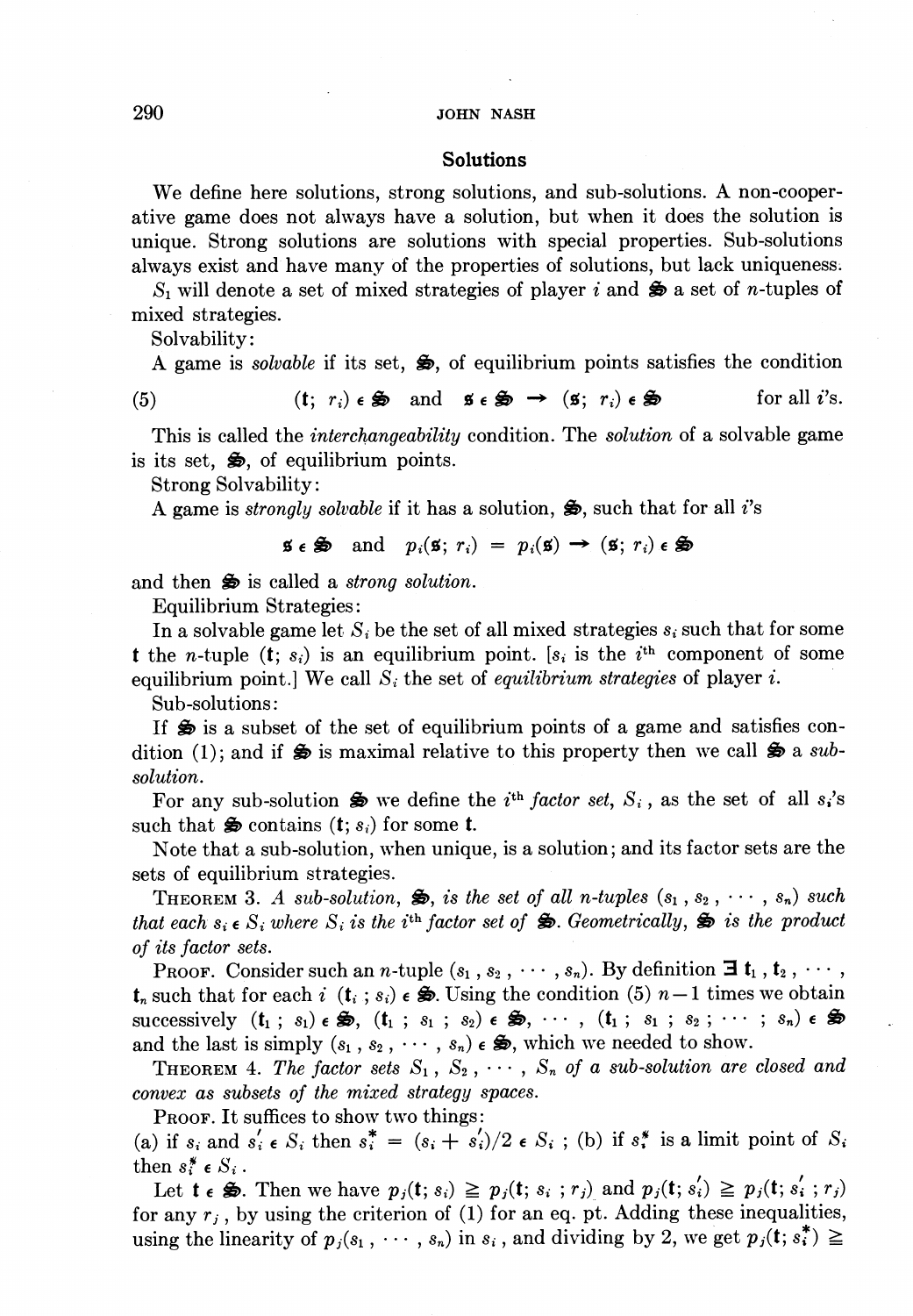## Solutions

We define here solutions, strong solutions, and sub-solutions. A non-cooperative game does not always have a solution, but when it does the solution is unique. Strong solutions are solutions with special properties. Sub-solutions always exist and have many of the properties of solutions, but lack uniqueness.

$S_1$ will denote a set of mixed strategies of player $i$ and $\mathfrak{S}$ a set of $n$-tuples of mixed strategies.

Solvability:

A game is *solvable* if its set, $\mathfrak{S}$, of equilibrium points satisfies the condition

$$(\mathbf{t};\ r_i) \in \mathfrak{S} \quad \text{and} \quad \mathbf{s} \in \mathfrak{S} \rightarrow (\mathbf{s};\ r_i) \in \mathfrak{S} \qquad \text{for all } i\text{'s.} \tag{5}$$

This is called the *interchangeability* condition. The *solution* of a solvable game is its set, $\mathfrak{S}$, of equilibrium points.

Strong Solvability:

A game is *strongly solvable* if it has a solution, $\mathfrak{S}$, such that for all $i$'s

$$\mathbf{s} \in \mathfrak{S} \quad \text{and} \quad p_i(\mathbf{s};\ r_i) = p_i(\mathbf{s}) \rightarrow (\mathbf{s};\ r_i) \in \mathfrak{S}$$

and then $\mathfrak{S}$ is called a *strong solution*.

Equilibrium Strategies:

In a solvable game let $S_i$ be the set of all mixed strategies $s_i$ such that for some $\mathbf{t}$ the $n$-tuple $(\mathbf{t};\ s_i)$ is an equilibrium point. [$s_i$ is the $i^{\text{th}}$ component of some equilibrium point.] We call $S_i$ the set of *equilibrium strategies* of player $i$.

Sub-solutions:

If $\mathfrak{S}$ is a subset of the set of equilibrium points of a game and satisfies condition (1); and if $\mathfrak{S}$ is maximal relative to this property then we call $\mathfrak{S}$ a *sub-solution*.

For any sub-solution $\mathfrak{S}$ we define the $i^{\text{th}}$ *factor set*, $S_i$, as the set of all $s_i$'s such that $\mathfrak{S}$ contains $(\mathbf{t};\ s_i)$ for some $\mathbf{t}$.

Note that a sub-solution, when unique, is a solution; and its factor sets are the sets of equilibrium strategies.

THEOREM 3. *A sub-solution, $\mathfrak{S}$, is the set of all $n$-tuples $(s_1, s_2, \cdots, s_n)$ such that each $s_i \in S_i$ where $S_i$ is the $i^{\text{th}}$ factor set of $\mathfrak{S}$. Geometrically, $\mathfrak{S}$ is the product of its factor sets.*

PROOF. Consider such an $n$-tuple $(s_1, s_2, \cdots, s_n)$. By definition $\exists\ \mathbf{t}_1, \mathbf{t}_2, \cdots, \mathbf{t}_n$ such that for each $i$ $(\mathbf{t}_i;\ s_i) \in \mathfrak{S}$. Using the condition (5) $n-1$ times we obtain successively $(\mathbf{t}_1;\ s_1) \in \mathfrak{S}$, $(\mathbf{t}_1;\ s_1;\ s_2) \in \mathfrak{S}$, $\cdots$, $(\mathbf{t}_1;\ s_1;\ s_2;\ \cdots;\ s_n) \in \mathfrak{S}$ and the last is simply $(s_1, s_2, \cdots, s_n) \in \mathfrak{S}$, which we needed to show.

THEOREM 4. *The factor sets $S_1, S_2, \cdots, S_n$ of a sub-solution are closed and convex as subsets of the mixed strategy spaces.*

PROOF. It suffices to show two things:

(a) if $s_i$ and $s_i' \in S_i$ then $s_i^* = (s_i + s_i')/2 \in S_i$; (b) if $s_i^\#$ is a limit point of $S_i$ then $s_i^\# \in S_i$.

Let $\mathbf{t} \in \mathfrak{S}$. Then we have $p_j(\mathbf{t};\ s_i) \geqq p_j(\mathbf{t};\ s_i;\ r_j)$ and $p_j(\mathbf{t};\ s_i') \geqq p_j(\mathbf{t};\ s_i';\ r_j)$ for any $r_j$, by using the criterion of (1) for an eq. pt. Adding these inequalities, using the linearity of $p_j(s_1, \cdots, s_n)$ in $s_i$, and dividing by 2, we get $p_j(\mathbf{t};\ s_i^*) \geqq$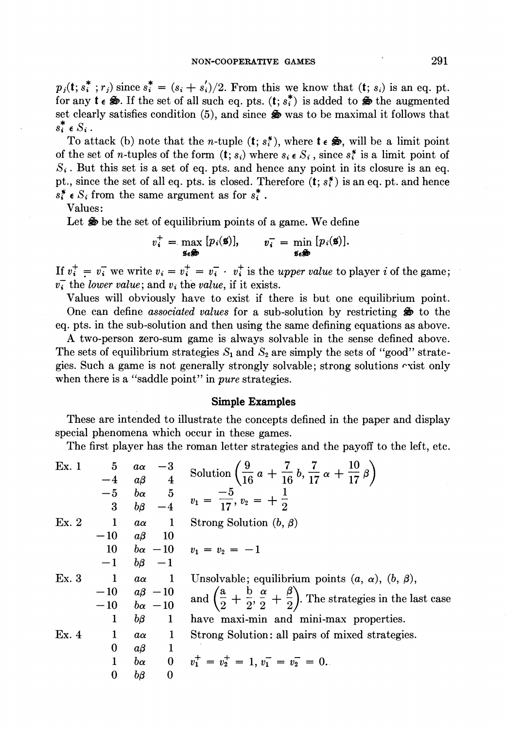$p_j(\mathbf{t}; s_i^* ; r_j)$ since $s_i^* = (s_i + s_i')/2$. From this we know that $(\mathbf{t}; s_i)$ is an eq. pt. for any $\mathbf{t} \in \mathfrak{S}$. If the set of all such eq. pts. $(\mathbf{t}; s_i^*)$ is added to $\mathfrak{S}$ the augmented set clearly satisfies condition (5), and since $\mathfrak{S}$ was to be maximal it follows that $s_i^* \in S_i$.

To attack (b) note that the $n$-tuple $(\mathbf{t}; s_i^{\#})$, where $\mathbf{t} \in \mathfrak{S}$, will be a limit point of the set of $n$-tuples of the form $(\mathbf{t}; s_i)$ where $s_i \in S_i$, since $s_i^{\#}$ is a limit point of $S_i$. But this set is a set of eq. pts. and hence any point in its closure is an eq. pt., since the set of all eq. pts. is closed. Therefore $(\mathbf{t}; s_i^{\#})$ is an eq. pt. and hence $s_i^{\#} \in S_i$ from the same argument as for $s_i^*$.

Values:

Let $\mathfrak{S}$ be the set of equilibrium points of a game. We define

$$v_i^+ = \max_{\mathfrak{s} \in \mathfrak{S}} [p_i(\mathfrak{s})], \qquad v_i^- = \min_{\mathfrak{s} \in \mathfrak{S}} [p_i(\mathfrak{s})].$$

If $v_i^+ = v_i^-$ we write $v_i = v_i^+ = v_i^-$. $v_i^+$ is the *upper value* to player $i$ of the game; $v_i^-$ the *lower value*; and $v_i$ the *value*, if it exists.

Values will obviously have to exist if there is but one equilibrium point.

One can define *associated values* for a sub-solution by restricting $\mathfrak{S}$ to the eq. pts. in the sub-solution and then using the same defining equations as above.

A two-person zero-sum game is always solvable in the sense defined above. The sets of equilibrium strategies $S_1$ and $S_2$ are simply the sets of "good" strategies. Such a game is not generally strongly solvable; strong solutions exist only when there is a "saddle point" in *pure* strategies.

## Simple Examples

These are intended to illustrate the concepts defined in the paper and display special phenomena which occur in these games.

The first player has the roman letter strategies and the payoff to the left, etc.

| | | | | |
|---|---|---|---|---|
| Ex. 1 | 5 | $a\alpha$ | $-3$ | Solution $\left(\frac{9}{16} a + \frac{7}{16} b, \frac{7}{17} \alpha + \frac{10}{17} \beta\right)$ |
| | $-4$ | $a\beta$ | 4 | |
| | $-5$ | $b\alpha$ | 5 | $v_1 = \frac{-5}{17}, v_2 = +\frac{1}{2}$ |
| | 3 | $b\beta$ | $-4$ | |
| Ex. 2 | 1 | $a\alpha$ | 1 | Strong Solution $(b, \beta)$ |
| | $-10$ | $a\beta$ | 10 | |
| | 10 | $b\alpha$ | $-10$ | $v_1 = v_2 = -1$ |
| | $-1$ | $b\beta$ | $-1$ | |
| Ex. 3 | 1 | $a\alpha$ | 1 | Unsolvable; equilibrium points $(a, \alpha)$, $(b, \beta)$, |
| | $-10$ | $a\beta$ | $-10$ | and $\left(\frac{a}{2} + \frac{b}{2}, \frac{\alpha}{2} + \frac{\beta}{2}\right)$. The strategies in the last case |
| | $-10$ | $b\alpha$ | $-10$ | |
| | 1 | $b\beta$ | 1 | have maxi-min and mini-max properties. |
| Ex. 4 | 1 | $a\alpha$ | 1 | Strong Solution: all pairs of mixed strategies. |
| | 0 | $a\beta$ | 1 | |
| | 1 | $b\alpha$ | 0 | $v_1^+ = v_2^+ = 1, v_1^- = v_2^- = 0.$ |
| | 0 | $b\beta$ | 0 | |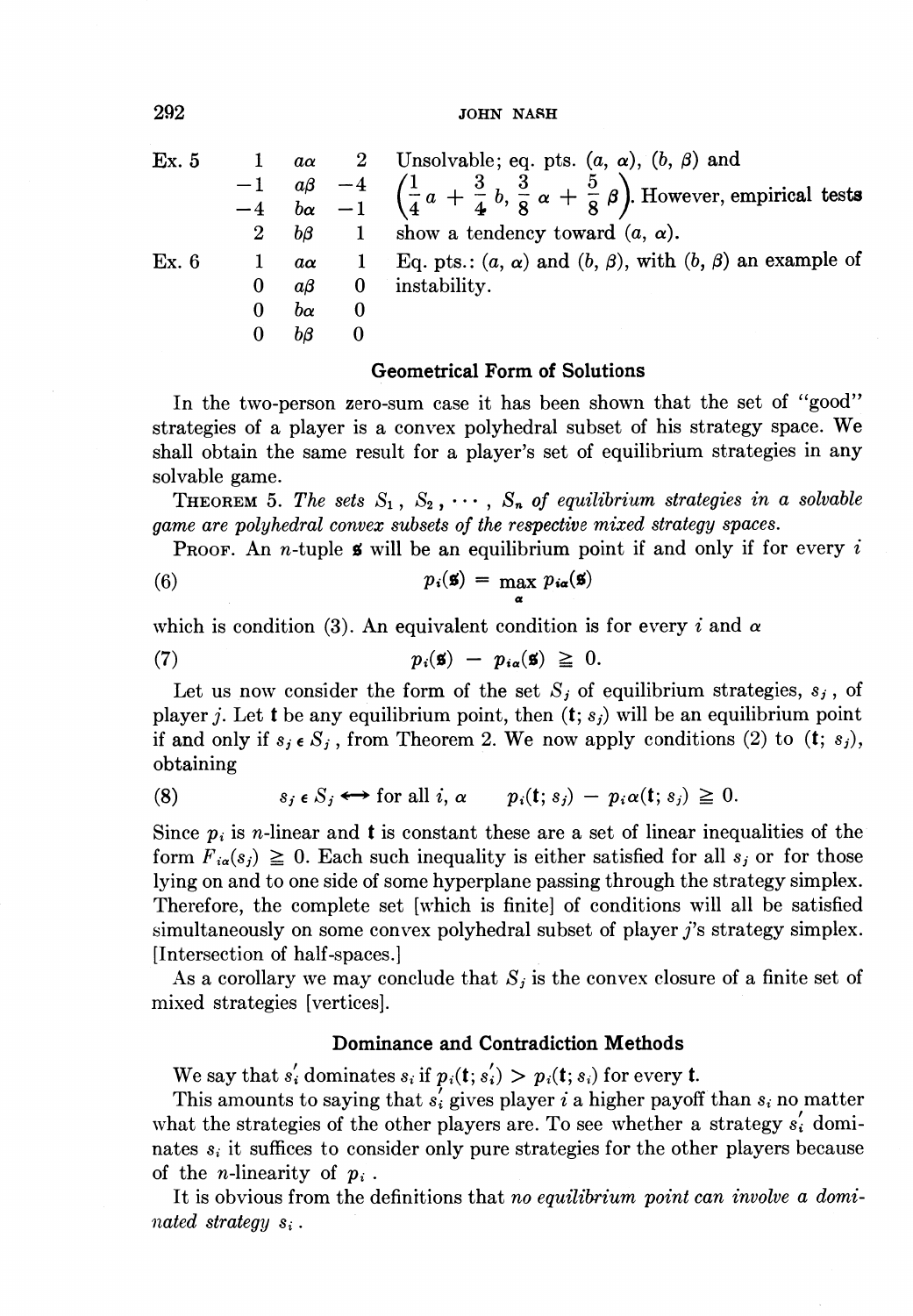| | | | | |
|---|---|---|---|---|
| Ex. 5 | 1 | $a\alpha$ | 2 | Unsolvable; eq. pts. $(a, \alpha)$, $(b, \beta)$ and |
| | $-1$ | $a\beta$ | $-4$ | $\left(\frac{1}{4}a + \frac{3}{4}b, \frac{3}{8}\alpha + \frac{5}{8}\beta\right)$. However, empirical tests |
| | $-4$ | $b\alpha$ | $-1$ | |
| | 2 | $b\beta$ | 1 | show a tendency toward $(a, \alpha)$. |
| Ex. 6 | 1 | $a\alpha$ | 1 | Eq. pts.: $(a, \alpha)$ and $(b, \beta)$, with $(b, \beta)$ an example of |
| | 0 | $a\beta$ | 0 | instability. |
| | 0 | $b\alpha$ | 0 | |
| | 0 | $b\beta$ | 0 | |

## Geometrical Form of Solutions

In the two-person zero-sum case it has been shown that the set of "good" strategies of a player is a convex polyhedral subset of his strategy space. We shall obtain the same result for a player's set of equilibrium strategies in any solvable game.

THEOREM 5. *The sets $S_1, S_2, \cdots, S_n$ of equilibrium strategies in a solvable game are polyhedral convex subsets of the respective mixed strategy spaces.*

PROOF. An $n$-tuple $\mathfrak{s}$ will be an equilibrium point if and only if for every $i$

$$p_i(\mathfrak{s}) = \max_{\alpha} p_{i\alpha}(\mathfrak{s}) \tag{6}$$

which is condition (3). An equivalent condition is for every $i$ and $\alpha$

$$p_i(\mathfrak{s}) - p_{i\alpha}(\mathfrak{s}) \geqq 0. \tag{7}$$

Let us now consider the form of the set $S_j$ of equilibrium strategies, $s_j$, of player $j$. Let $\mathbf{t}$ be any equilibrium point, then $(\mathbf{t}; s_j)$ will be an equilibrium point if and only if $s_j \in S_j$, from Theorem 2. We now apply conditions (2) to $(\mathbf{t}; s_j)$, obtaining

$$s_j \in S_j \longleftrightarrow \text{for all } i, \alpha \qquad p_i(\mathbf{t}; s_j) - p_i\alpha(\mathbf{t}; s_j) \geqq 0. \tag{8}$$

Since $p_i$ is $n$-linear and $\mathbf{t}$ is constant these are a set of linear inequalities of the form $F_{i\alpha}(s_j) \geqq 0$. Each such inequality is either satisfied for all $s_j$ or for those lying on and to one side of some hyperplane passing through the strategy simplex. Therefore, the complete set [which is finite] of conditions will all be satisfied simultaneously on some convex polyhedral subset of player $j$'s strategy simplex. [Intersection of half-spaces.]

As a corollary we may conclude that $S_j$ is the convex closure of a finite set of mixed strategies [vertices].

## Dominance and Contradiction Methods

We say that $s_i'$ dominates $s_i$ if $p_i(\mathbf{t}; s_i') > p_i(\mathbf{t}; s_i)$ for every $\mathbf{t}$.

This amounts to saying that $s_i'$ gives player $i$ a higher payoff than $s_i$ no matter what the strategies of the other players are. To see whether a strategy $s_i'$ dominates $s_i$ it suffices to consider only pure strategies for the other players because of the $n$-linearity of $p_i$.

It is obvious from the definitions that *no equilibrium point can involve a dominated strategy $s_i$.*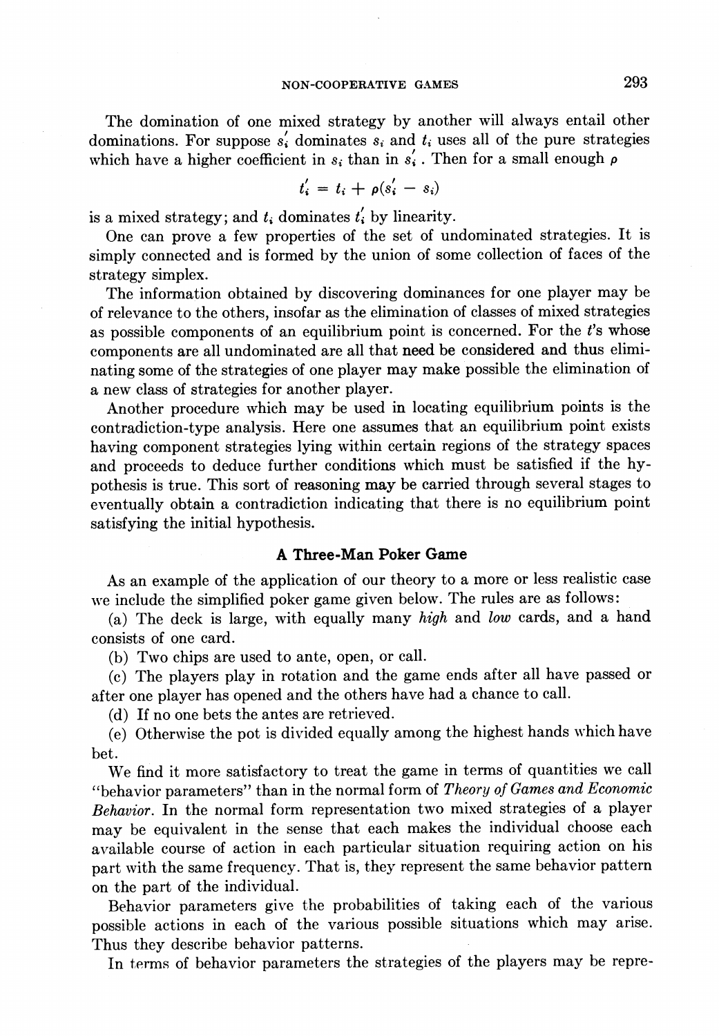The domination of one mixed strategy by another will always entail other dominations. For suppose $s_i'$ dominates $s_i$ and $t_i$ uses all of the pure strategies which have a higher coefficient in $s_i$ than in $s_i'$. Then for a small enough $\rho$

$$t_i' = t_i + \rho(s_i' - s_i)$$

is a mixed strategy; and $t_i$ dominates $t_i'$ by linearity.

One can prove a few properties of the set of undominated strategies. It is simply connected and is formed by the union of some collection of faces of the strategy simplex.

The information obtained by discovering dominances for one player may be of relevance to the others, insofar as the elimination of classes of mixed strategies as possible components of an equilibrium point is concerned. For the $t$'s whose components are all undominated are all that need be considered and thus eliminating some of the strategies of one player may make possible the elimination of a new class of strategies for another player.

Another procedure which may be used in locating equilibrium points is the contradiction-type analysis. Here one assumes that an equilibrium point exists having component strategies lying within certain regions of the strategy spaces and proceeds to deduce further conditions which must be satisfied if the hypothesis is true. This sort of reasoning may be carried through several stages to eventually obtain a contradiction indicating that there is no equilibrium point satisfying the initial hypothesis.

## A Three-Man Poker Game

As an example of the application of our theory to a more or less realistic case we include the simplified poker game given below. The rules are as follows:

(a) The deck is large, with equally many *high* and *low* cards, and a hand consists of one card.

(b) Two chips are used to ante, open, or call.

(c) The players play in rotation and the game ends after all have passed or after one player has opened and the others have had a chance to call.

(d) If no one bets the antes are retrieved.

(e) Otherwise the pot is divided equally among the highest hands which have bet.

We find it more satisfactory to treat the game in terms of quantities we call "behavior parameters" than in the normal form of *Theory of Games and Economic Behavior*. In the normal form representation two mixed strategies of a player may be equivalent in the sense that each makes the individual choose each available course of action in each particular situation requiring action on his part with the same frequency. That is, they represent the same behavior pattern on the part of the individual.

Behavior parameters give the probabilities of taking each of the various possible actions in each of the various possible situations which may arise. Thus they describe behavior patterns.

In terms of behavior parameters the strategies of the players may be repre-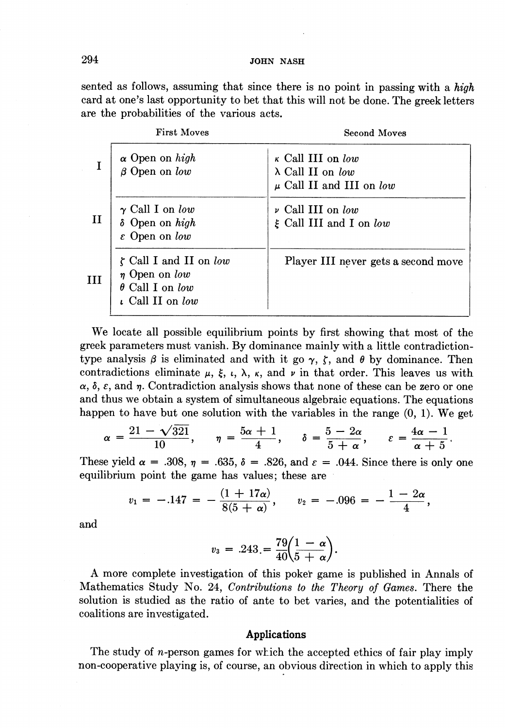sented as follows, assuming that since there is no point in passing with a *high* card at one's last opportunity to bet that this will not be done. The greek letters are the probabilities of the various acts.

| | First Moves | Second Moves |
|---|---|---|
| I | $\alpha$ Open on *high*<br>$\beta$ Open on *low* | $\kappa$ Call III on *low*<br>$\lambda$ Call II on *low*<br>$\mu$ Call II and III on *low* |
| II | $\gamma$ Call I on *low*<br>$\delta$ Open on *high*<br>$\varepsilon$ Open on *low* | $\nu$ Call III on *low*<br>$\xi$ Call III and I on *low* |
| III | $\zeta$ Call I and II on *low*<br>$\eta$ Open on *low*<br>$\theta$ Call I on *low*<br>$\iota$ Call II on *low* | Player III never gets a second move |

We locate all possible equilibrium points by first showing that most of the greek parameters must vanish. By dominance mainly with a little contradiction-type analysis $\beta$ is eliminated and with it go $\gamma$, $\zeta$, and $\theta$ by dominance. Then contradictions eliminate $\mu$, $\xi$, $\iota$, $\lambda$, $\kappa$, and $\nu$ in that order. This leaves us with $\alpha$, $\delta$, $\varepsilon$, and $\eta$. Contradiction analysis shows that none of these can be zero or one and thus we obtain a system of simultaneous algebraic equations. The equations happen to have but one solution with the variables in the range $(0, 1)$. We get

$$\alpha = \frac{21 - \sqrt{321}}{10}, \qquad \eta = \frac{5\alpha + 1}{4}, \qquad \delta = \frac{5 - 2\alpha}{5 + \alpha}, \qquad \varepsilon = \frac{4\alpha - 1}{\alpha + 5}.$$

These yield $\alpha = .308$, $\eta = .635$, $\delta = .826$, and $\varepsilon = .044$. Since there is only one equilibrium point the game has values; these are

$$v_1 = -.147 = -\frac{(1 + 17\alpha)}{8(5 + \alpha)}, \qquad v_2 = -.096 = -\frac{1 - 2\alpha}{4},$$

and

$$v_3 = .243 = \frac{79}{40}\left(\frac{1 - \alpha}{5 + \alpha}\right).$$

A more complete investigation of this poker game is published in Annals of Mathematics Study No. 24, *Contributions to the Theory of Games*. There the solution is studied as the ratio of ante to bet varies, and the potentialities of coalitions are investigated.

## Applications

The study of $n$-person games for which the accepted ethics of fair play imply non-cooperative playing is, of course, an obvious direction in which to apply this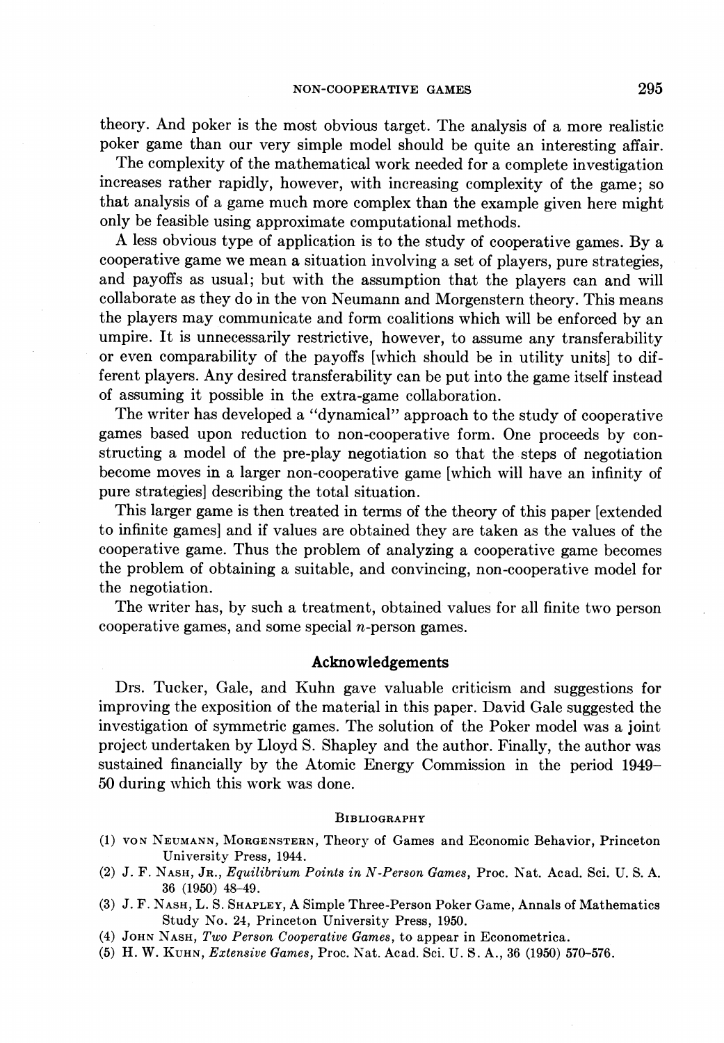theory. And poker is the most obvious target. The analysis of a more realistic poker game than our very simple model should be quite an interesting affair.

The complexity of the mathematical work needed for a complete investigation increases rather rapidly, however, with increasing complexity of the game; so that analysis of a game much more complex than the example given here might only be feasible using approximate computational methods.

A less obvious type of application is to the study of cooperative games. By a cooperative game we mean a situation involving a set of players, pure strategies, and payoffs as usual; but with the assumption that the players can and will collaborate as they do in the von Neumann and Morgenstern theory. This means the players may communicate and form coalitions which will be enforced by an umpire. It is unnecessarily restrictive, however, to assume any transferability or even comparability of the payoffs [which should be in utility units] to different players. Any desired transferability can be put into the game itself instead of assuming it possible in the extra-game collaboration.

The writer has developed a "dynamical" approach to the study of cooperative games based upon reduction to non-cooperative form. One proceeds by constructing a model of the pre-play negotiation so that the steps of negotiation become moves in a larger non-cooperative game [which will have an infinity of pure strategies] describing the total situation.

This larger game is then treated in terms of the theory of this paper [extended to infinite games] and if values are obtained they are taken as the values of the cooperative game. Thus the problem of analyzing a cooperative game becomes the problem of obtaining a suitable, and convincing, non-cooperative model for the negotiation.

The writer has, by such a treatment, obtained values for all finite two person cooperative games, and some special $n$-person games.

## Acknowledgements

Drs. Tucker, Gale, and Kuhn gave valuable criticism and suggestions for improving the exposition of the material in this paper. David Gale suggested the investigation of symmetric games. The solution of the Poker model was a joint project undertaken by Lloyd S. Shapley and the author. Finally, the author was sustained financially by the Atomic Energy Commission in the period 1949–50 during which this work was done.

### Bibliography

(1) von Neumann, Morgenstern, Theory of Games and Economic Behavior, Princeton University Press, 1944.

(2) J. F. Nash, Jr., *Equilibrium Points in N-Person Games*, Proc. Nat. Acad. Sci. U. S. A. 36 (1950) 48–49.

(3) J. F. Nash, L. S. Shapley, A Simple Three-Person Poker Game, Annals of Mathematics Study No. 24, Princeton University Press, 1950.

(4) John Nash, *Two Person Cooperative Games*, to appear in Econometrica.

(5) H. W. Kuhn, *Extensive Games*, Proc. Nat. Acad. Sci. U. S. A., 36 (1950) 570–576.